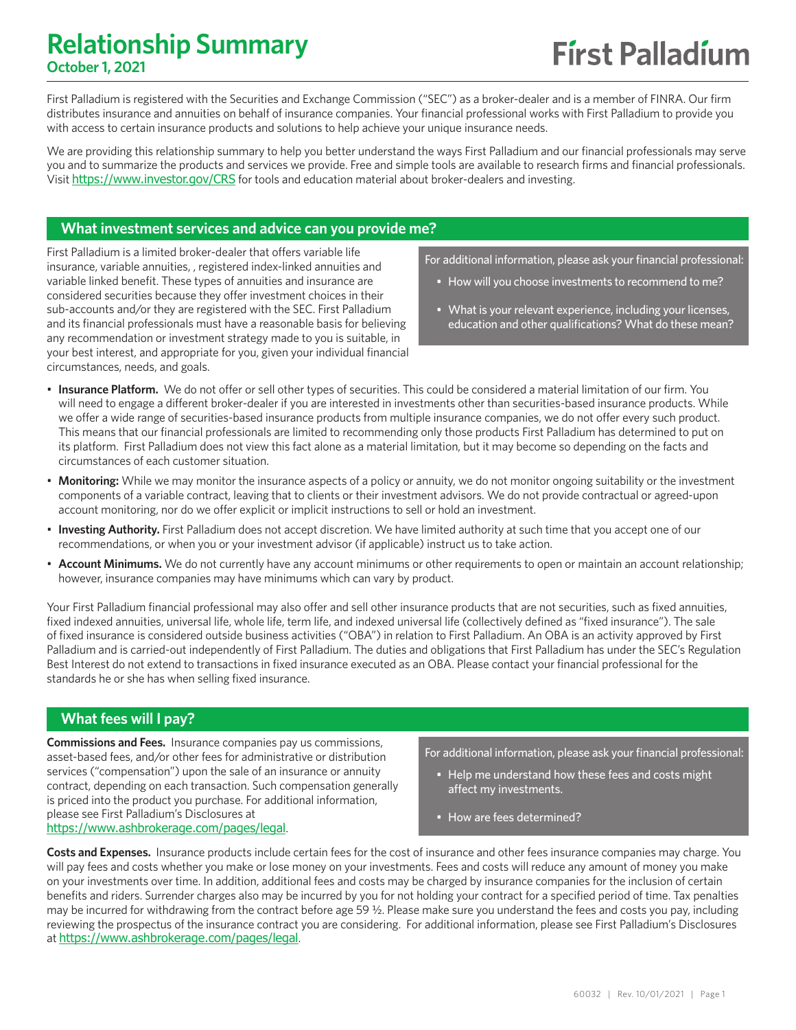# Relationship Summary

**October 1, 2021**

First Palladium

First Palladium is registered with the Securities and Exchange Commission ("SEC") as a broker-dealer and is a member of FINRA. Our firm distributes insurance and annuities on behalf of insurance companies. Your financial professional works with First Palladium to provide you with access to certain insurance products and solutions to help achieve your unique insurance needs.

We are providing this relationship summary to help you better understand the ways First Palladium and our financial professionals may serve you and to summarize the products and services we provide. Free and simple tools are available to research firms and financial professionals. Visit https://www.investor.gov/CRS for tools and education material about broker-dealers and investing.

## What investment services and advice can you provide me?

First Palladium is a limited broker-dealer that offers variable life insurance, variable annuities, , registered index-linked annuities and variable linked benefit. These types of annuities and insurance are considered securities because they offer investment choices in their sub-accounts and/or they are registered with the SEC. First Palladium and its financial professionals must have a reasonable basis for believing any recommendation or investment strategy made to you is suitable, in your best interest, and appropriate for you, given your individual financial circumstances, needs, and goals.

For additional information, please ask your financial professional:

- How will you choose investments to recommend to me?
- What is your relevant experience, including your licenses, education and other qualifications? What do these mean?

- **Insurance Platform.** We do not offer or sell other types of securities. This could be considered a material limitation of our firm. You will need to engage a different broker-dealer if you are interested in investments other than securities-based insurance products. While we offer a wide range of securities-based insurance products from multiple insurance companies, we do not offer every such product. This means that our financial professionals are limited to recommending only those products First Palladium has determined to put on its platform. First Palladium does not view this fact alone as a material limitation, but it may become so depending on the facts and circumstances of each customer situation.
- **Monitoring:** While we may monitor the insurance aspects of a policy or annuity, we do not monitor ongoing suitability or the investment components of a variable contract, leaving that to clients or their investment advisors. We do not provide contractual or agreed-upon account monitoring, nor do we offer explicit or implicit instructions to sell or hold an investment.
- **Investing Authority.** First Palladium does not accept discretion. We have limited authority at such time that you accept one of our recommendations, or when you or your investment advisor (if applicable) instruct us to take action.
- **Account Minimums.** We do not currently have any account minimums or other requirements to open or maintain an account relationship; however, insurance companies may have minimums which can vary by product.

Your First Palladium financial professional may also offer and sell other insurance products that are not securities, such as fixed annuities, fixed indexed annuities, universal life, whole life, term life, and indexed universal life (collectively defined as "fixed insurance"). The sale of fixed insurance is considered outside business activities ("OBA") in relation to First Palladium. An OBA is an activity approved by First Palladium and is carried-out independently of First Palladium. The duties and obligations that First Palladium has under the SEC's Regulation Best Interest do not extend to transactions in fixed insurance executed as an OBA. Please contact your financial professional for the standards he or she has when selling fixed insurance.

## What fees will I pay?

**Commissions and Fees.** Insurance companies pay us commissions, asset-based fees, and/or other fees for administrative or distribution services ("compensation") upon the sale of an insurance or annuity contract, depending on each transaction. Such compensation generally is priced into the product you purchase. For additional information, please see First Palladium's Disclosures at https://www.ashbrokerage.com/pages/legal.

For additional information, please ask your financial professional:

- Help me understand how these fees and costs might affect my investments.
- How are fees determined?

**Costs and Expenses.** Insurance products include certain fees for the cost of insurance and other fees insurance companies may charge. You will pay fees and costs whether you make or lose money on your investments. Fees and costs will reduce any amount of money you make on your investments over time. In addition, additional fees and costs may be charged by insurance companies for the inclusion of certain benefits and riders. Surrender charges also may be incurred by you for not holding your contract for a specified period of time. Tax penalties may be incurred for withdrawing from the contract before age 59 ½. Please make sure you understand the fees and costs you pay, including reviewing the prospectus of the insurance contract you are considering. For additional information, please see First Palladium's Disclosures at https://www.ashbrokerage.com/pages/legal.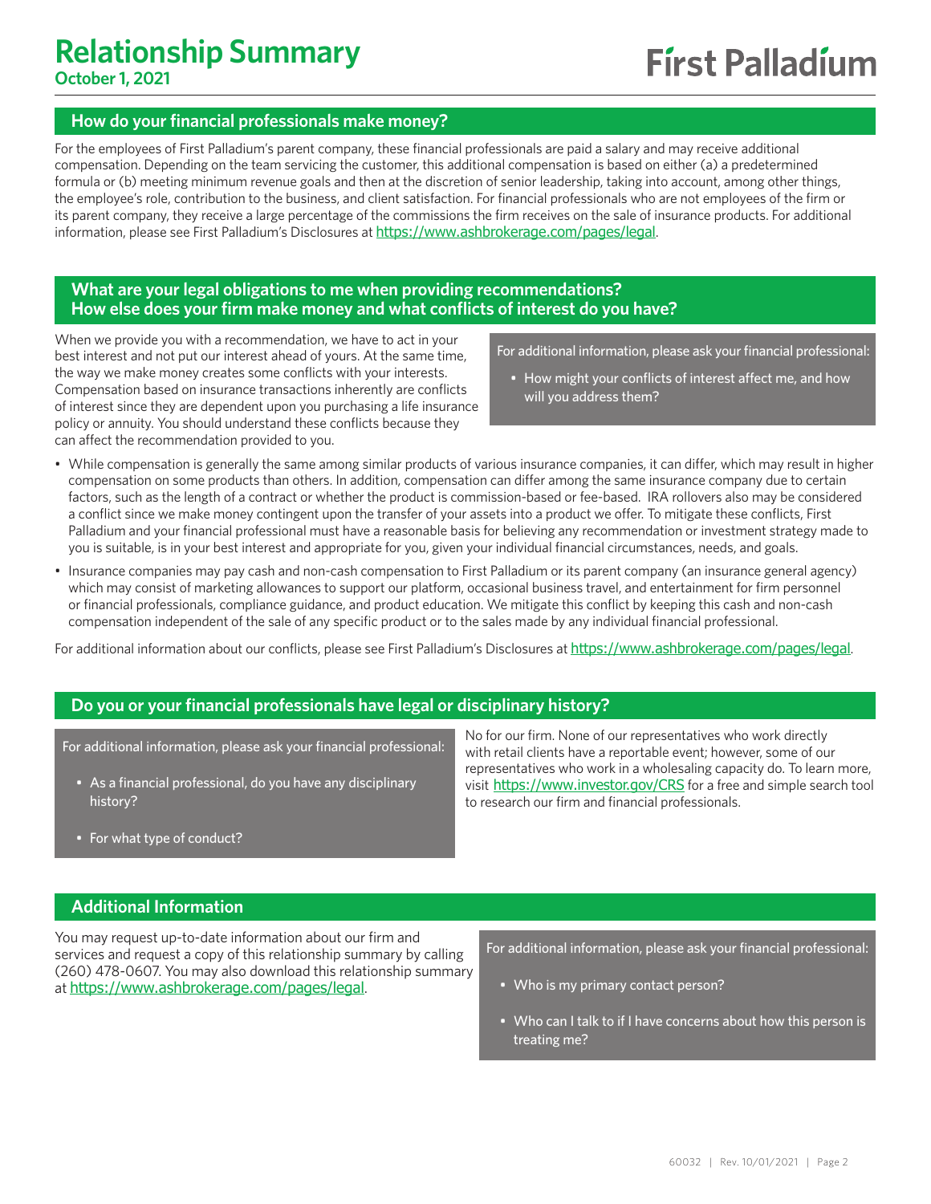# Relationship Summary

**October 1, 2021**

First Palladium

## How do your financial professionals make money?

For the employees of First Palladium's parent company, these financial professionals are paid a salary and may receive additional compensation. Depending on the team servicing the customer, this additional compensation is based on either (a) a predetermined formula or (b) meeting minimum revenue goals and then at the discretion of senior leadership, taking into account, among other things, the employee's role, contribution to the business, and client satisfaction. For financial professionals who are not employees of the firm or its parent company, they receive a large percentage of the commissions the firm receives on the sale of insurance products. For additional information, please see First Palladium's Disclosures at https://www.ashbrokerage.com/pages/legal.

## What are your legal obligations to me when providing recommendations? How else does your firm make money and what conflicts of interest do you have?

When we provide you with a recommendation, we have to act in your best interest and not put our interest ahead of yours. At the same time, the way we make money creates some conflicts with your interests. Compensation based on insurance transactions inherently are conflicts of interest since they are dependent upon you purchasing a life insurance policy or annuity. You should understand these conflicts because they can affect the recommendation provided to you.

For additional information, please ask your financial professional:

- How might your conflicts of interest affect me, and how will you address them?

- While compensation is generally the same among similar products of various insurance companies, it can differ, which may result in higher compensation on some products than others. In addition, compensation can differ among the same insurance company due to certain factors, such as the length of a contract or whether the product is commission-based or fee-based. IRA rollovers also may be considered a conflict since we make money contingent upon the transfer of your assets into a product we offer. To mitigate these conflicts, First Palladium and your financial professional must have a reasonable basis for believing any recommendation or investment strategy made to you is suitable, is in your best interest and appropriate for you, given your individual financial circumstances, needs, and goals.
- Insurance companies may pay cash and non-cash compensation to First Palladium or its parent company (an insurance general agency) which may consist of marketing allowances to support our platform, occasional business travel, and entertainment for firm personnel or financial professionals, compliance guidance, and product education. We mitigate this conflict by keeping this cash and non-cash compensation independent of the sale of any specific product or to the sales made by any individual financial professional.

For additional information about our conflicts, please see First Palladium's Disclosures at https://www.ashbrokerage.com/pages/legal.

## Do you or your financial professionals have legal or disciplinary history?

No for our firm. None of our representatives who work directly with retail clients have a reportable event; however, some of our representatives who work in a wholesaling capacity do. To learn more, visit https://www.investor.gov/CRS for a free and simple search tool to research our firm and financial professionals.

For additional information, please ask your financial professional:

- As a financial professional, do you have any disciplinary history?
- For what type of conduct?

## Additional Information

You may request up-to-date information about our firm and services and request a copy of this relationship summary by calling (260) 478-0607. You may also download this relationship summary at https://www.ashbrokerage.com/pages/legal.

For additional information, please ask your financial professional:

- Who is my primary contact person?
- Who can I talk to if I have concerns about how this person is treating me?

60032 | Rev. 10/01/2021